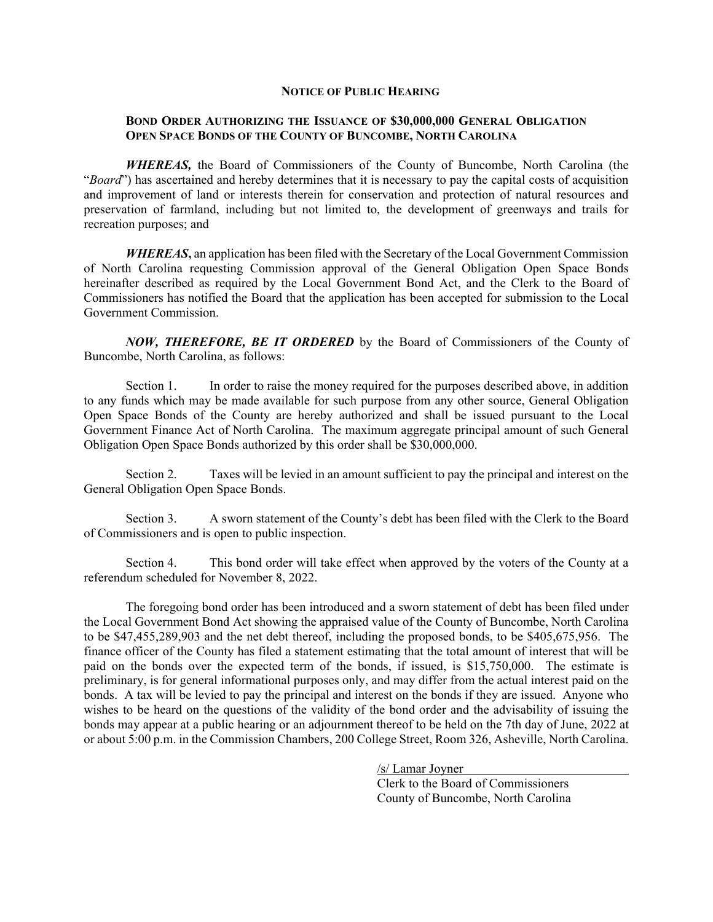## NOTICE OF PUBLIC HEARING

### BOND ORDER AUTHORIZING THE ISSUANCE OF $30,000,000 GENERAL OBLIGATION OPEN SPACE BONDS OF THE COUNTY OF BUNCOMBE, NORTH CAROLINA

***WHEREAS,*** the Board of Commissioners of the County of Buncombe, North Carolina (the "*Board*") has ascertained and hereby determines that it is necessary to pay the capital costs of acquisition and improvement of land or interests therein for conservation and protection of natural resources and preservation of farmland, including but not limited to, the development of greenways and trails for recreation purposes; and

***WHEREAS*****,** an application has been filed with the Secretary of the Local Government Commission of North Carolina requesting Commission approval of the General Obligation Open Space Bonds hereinafter described as required by the Local Government Bond Act, and the Clerk to the Board of Commissioners has notified the Board that the application has been accepted for submission to the Local Government Commission.

***NOW, THEREFORE, BE IT ORDERED*** by the Board of Commissioners of the County of Buncombe, North Carolina, as follows:

Section 1. In order to raise the money required for the purposes described above, in addition to any funds which may be made available for such purpose from any other source, General Obligation Open Space Bonds of the County are hereby authorized and shall be issued pursuant to the Local Government Finance Act of North Carolina. The maximum aggregate principal amount of such General Obligation Open Space Bonds authorized by this order shall be $30,000,000.

Section 2. Taxes will be levied in an amount sufficient to pay the principal and interest on the General Obligation Open Space Bonds.

Section 3. A sworn statement of the County's debt has been filed with the Clerk to the Board of Commissioners and is open to public inspection.

Section 4. This bond order will take effect when approved by the voters of the County at a referendum scheduled for November 8, 2022.

The foregoing bond order has been introduced and a sworn statement of debt has been filed under the Local Government Bond Act showing the appraised value of the County of Buncombe, North Carolina to be $47,455,289,903 and the net debt thereof, including the proposed bonds, to be $405,675,956. The finance officer of the County has filed a statement estimating that the total amount of interest that will be paid on the bonds over the expected term of the bonds, if issued, is $15,750,000. The estimate is preliminary, is for general informational purposes only, and may differ from the actual interest paid on the bonds. A tax will be levied to pay the principal and interest on the bonds if they are issued. Anyone who wishes to be heard on the questions of the validity of the bond order and the advisability of issuing the bonds may appear at a public hearing or an adjournment thereof to be held on the 7th day of June, 2022 at or about 5:00 p.m. in the Commission Chambers, 200 College Street, Room 326, Asheville, North Carolina.

/s/ Lamar Joyner
Clerk to the Board of Commissioners
County of Buncombe, North Carolina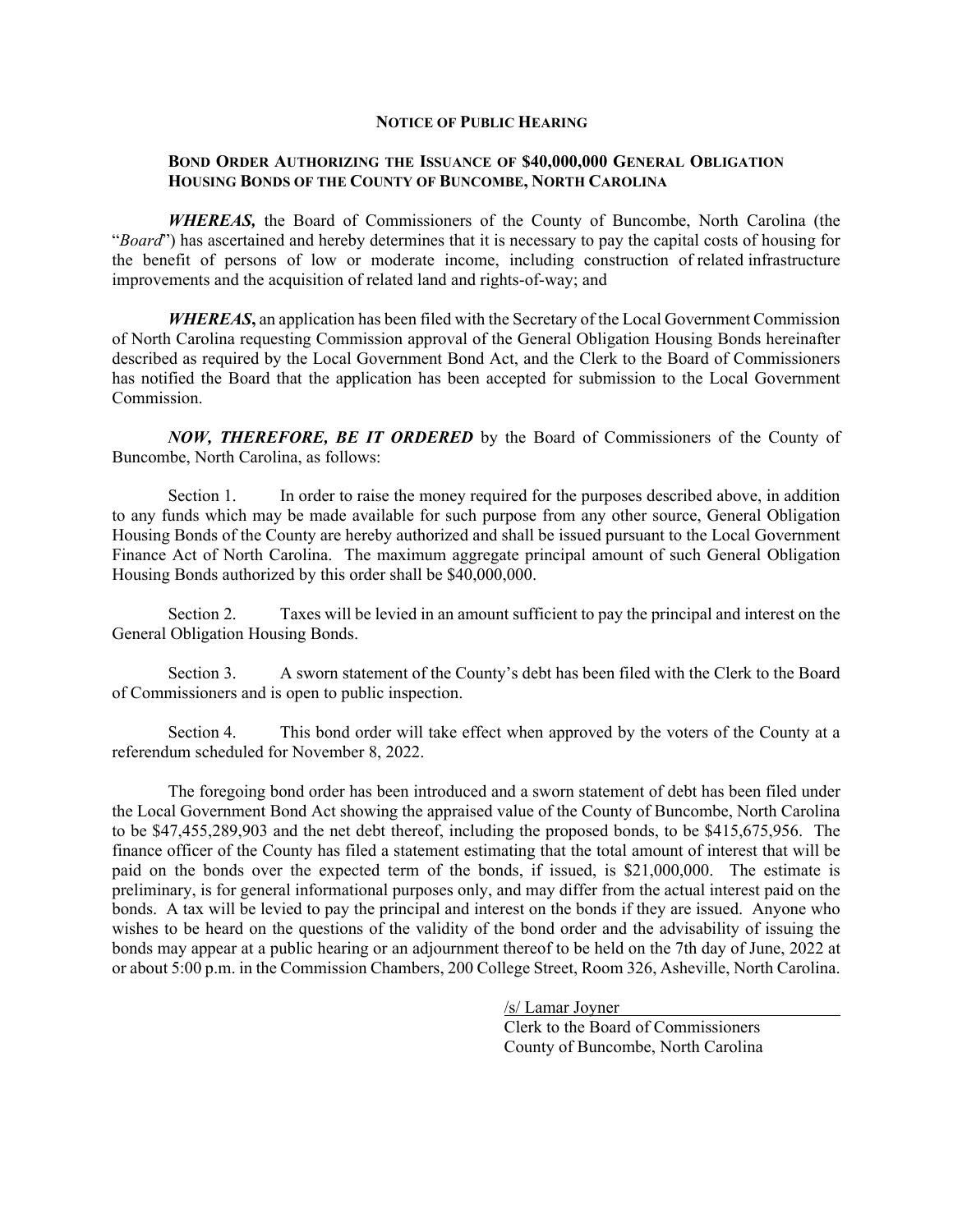## **Notice of Public Hearing**

### **Bond Order Authorizing the Issuance of $40,000,000 General Obligation Housing Bonds of the County of Buncombe, North Carolina**

***WHEREAS,*** the Board of Commissioners of the County of Buncombe, North Carolina (the "*Board*") has ascertained and hereby determines that it is necessary to pay the capital costs of housing for the benefit of persons of low or moderate income, including construction of related infrastructure improvements and the acquisition of related land and rights-of-way; and

***WHEREAS*****,** an application has been filed with the Secretary of the Local Government Commission of North Carolina requesting Commission approval of the General Obligation Housing Bonds hereinafter described as required by the Local Government Bond Act, and the Clerk to the Board of Commissioners has notified the Board that the application has been accepted for submission to the Local Government Commission.

***NOW, THEREFORE, BE IT ORDERED*** by the Board of Commissioners of the County of Buncombe, North Carolina, as follows:

Section 1. In order to raise the money required for the purposes described above, in addition to any funds which may be made available for such purpose from any other source, General Obligation Housing Bonds of the County are hereby authorized and shall be issued pursuant to the Local Government Finance Act of North Carolina. The maximum aggregate principal amount of such General Obligation Housing Bonds authorized by this order shall be $40,000,000.

Section 2. Taxes will be levied in an amount sufficient to pay the principal and interest on the General Obligation Housing Bonds.

Section 3. A sworn statement of the County's debt has been filed with the Clerk to the Board of Commissioners and is open to public inspection.

Section 4. This bond order will take effect when approved by the voters of the County at a referendum scheduled for November 8, 2022.

The foregoing bond order has been introduced and a sworn statement of debt has been filed under the Local Government Bond Act showing the appraised value of the County of Buncombe, North Carolina to be $47,455,289,903 and the net debt thereof, including the proposed bonds, to be $415,675,956. The finance officer of the County has filed a statement estimating that the total amount of interest that will be paid on the bonds over the expected term of the bonds, if issued, is $21,000,000. The estimate is preliminary, is for general informational purposes only, and may differ from the actual interest paid on the bonds. A tax will be levied to pay the principal and interest on the bonds if they are issued. Anyone who wishes to be heard on the questions of the validity of the bond order and the advisability of issuing the bonds may appear at a public hearing or an adjournment thereof to be held on the 7th day of June, 2022 at or about 5:00 p.m. in the Commission Chambers, 200 College Street, Room 326, Asheville, North Carolina.

/s/ Lamar Joyner
Clerk to the Board of Commissioners
County of Buncombe, North Carolina